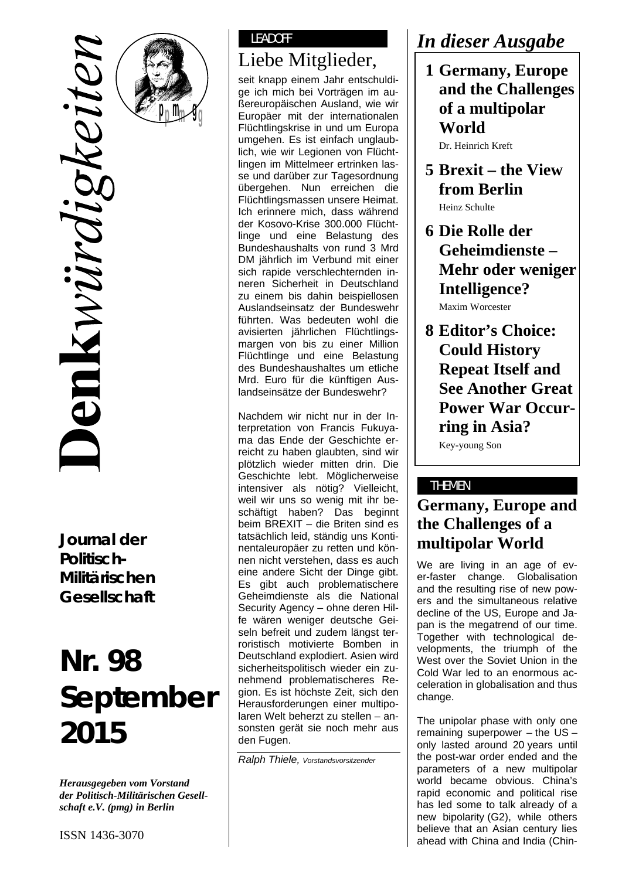# Denkwürdigkeiten

**Journal der Politisch-Militärischen Gesellschaft**

**Nr. 98 September 2015**

*Herausgegeben vom Vorstand der Politisch-Militärischen Gesellschaft e.V. (pmg) in Berlin*

ISSN 1436-3070

LEADOFF

## Liebe Mitglieder,

seit knapp einem Jahr entschuldige ich mich bei Vorträgen im außereuropäischen Ausland, wie wir Europäer mit der internationalen Flüchtlingskrise in und um Europa umgehen. Es ist einfach unglaublich, wie wir Legionen von Flüchtlingen im Mittelmeer ertrinken lasse und darüber zur Tagesordnung übergehen. Nun erreichen die Flüchtlingsmassen unsere Heimat. Ich erinnere mich, dass während der Kosovo-Krise 300.000 Flüchtlinge und eine Belastung des Bundeshaushalts von rund 3 Mrd DM jährlich im Verbund mit einer sich rapide verschlechternden inneren Sicherheit in Deutschland zu einem bis dahin beispiellosen Auslandseinsatz der Bundeswehr führten. Was bedeuten wohl die avisierten jährlichen Flüchtlingsmargen von bis zu einer Million Flüchtlinge und eine Belastung des Bundeshaushaltes um etliche Mrd. Euro für die künftigen Auslandseinsätze der Bundeswehr?

Nachdem wir nicht nur in der Interpretation von Francis Fukuyama das Ende der Geschichte erreicht zu haben glaubten, sind wir plötzlich wieder mitten drin. Die Geschichte lebt. Möglicherweise intensiver als nötig? Vielleicht, weil wir uns so wenig mit ihr beschäftigt haben? Das beginnt beim BREXIT – die Briten sind es tatsächlich leid, ständig uns Kontinentaleuropäer zu retten und können nicht verstehen, dass es auch eine andere Sicht der Dinge gibt. Es gibt auch problematischere Geheimdienste als die National Security Agency – ohne deren Hilfe wären weniger deutsche Geiseln befreit und zudem längst terroristisch motivierte Bomben in Deutschland explodiert. Asien wird sicherheitspolitisch wieder ein zunehmend problematischeres Region. Es ist höchste Zeit, sich den Herausforderungen einer multipolaren Welt beherzt zu stellen – ansonsten gerät sie noch mehr aus den Fugen.

*Ralph Thiele, Vorstandsvorsitzender*

## In dieser Ausgabe

**1 Germany, Europe and the Challenges of a multipolar World**
Dr. Heinrich Kreft

**5 Brexit – the View from Berlin**
Heinz Schulte

**6 Die Rolle der Geheimdienste – Mehr oder weniger Intelligence?**
Maxim Worcester

**8 Editor's Choice: Could History Repeat Itself and See Another Great Power War Occurring in Asia?**
Key-young Son

THEMEN

## Germany, Europe and the Challenges of a multipolar World

We are living in an age of ever-faster change. Globalisation and the resulting rise of new powers and the simultaneous relative decline of the US, Europe and Japan is the megatrend of our time. Together with technological developments, the triumph of the West over the Soviet Union in the Cold War led to an enormous acceleration in globalisation and thus change.

The unipolar phase with only one remaining superpower – the US – only lasted around 20 years until the post-war order ended and the parameters of a new multipolar world became obvious. China's rapid economic and political rise has led some to talk already of a new bipolarity (G2), while others believe that an Asian century lies ahead with China and India (Chin-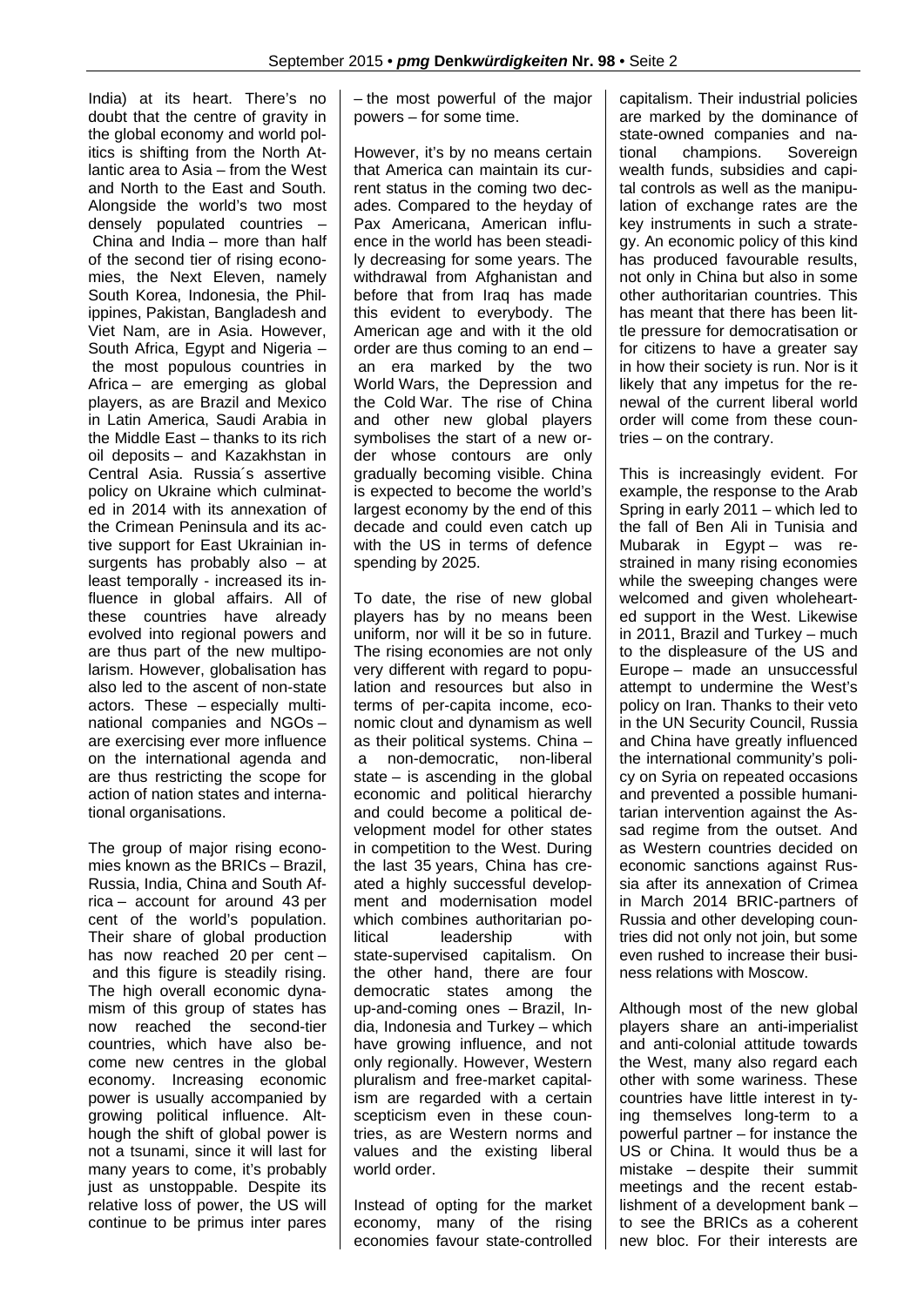India) at its heart. There's no doubt that the centre of gravity in the global economy and world politics is shifting from the North Atlantic area to Asia – from the West and North to the East and South. Alongside the world's two most densely populated countries – China and India – more than half of the second tier of rising economies, the Next Eleven, namely South Korea, Indonesia, the Philippines, Pakistan, Bangladesh and Viet Nam, are in Asia. However, South Africa, Egypt and Nigeria – the most populous countries in Africa – are emerging as global players, as are Brazil and Mexico in Latin America, Saudi Arabia in the Middle East – thanks to its rich oil deposits – and Kazakhstan in Central Asia. Russia´s assertive policy on Ukraine which culminated in 2014 with its annexation of the Crimean Peninsula and its active support for East Ukrainian insurgents has probably also – at least temporally - increased its influence in global affairs. All of these countries have already evolved into regional powers and are thus part of the new multipolarism. However, globalisation has also led to the ascent of non-state actors. These – especially multinational companies and NGOs – are exercising ever more influence on the international agenda and are thus restricting the scope for action of nation states and international organisations.

The group of major rising economies known as the BRICs – Brazil, Russia, India, China and South Africa – account for around 43 per cent of the world's population. Their share of global production has now reached 20 per cent – and this figure is steadily rising. The high overall economic dynamism of this group of states has now reached the second-tier countries, which have also become new centres in the global economy. Increasing economic power is usually accompanied by growing political influence. Although the shift of global power is not a tsunami, since it will last for many years to come, it's probably just as unstoppable. Despite its relative loss of power, the US will continue to be primus inter pares – the most powerful of the major powers – for some time.

However, it's by no means certain that America can maintain its current status in the coming two decades. Compared to the heyday of Pax Americana, American influence in the world has been steadily decreasing for some years. The withdrawal from Afghanistan and before that from Iraq has made this evident to everybody. The American age and with it the old order are thus coming to an end – an era marked by the two World Wars, the Depression and the Cold War. The rise of China and other new global players symbolises the start of a new order whose contours are only gradually becoming visible. China is expected to become the world's largest economy by the end of this decade and could even catch up with the US in terms of defence spending by 2025.

To date, the rise of new global players has by no means been uniform, nor will it be so in future. The rising economies are not only very different with regard to population and resources but also in terms of per-capita income, economic clout and dynamism as well as their political systems. China – a non-democratic, non-liberal state – is ascending in the global economic and political hierarchy and could become a political development model for other states in competition to the West. During the last 35 years, China has created a highly successful development and modernisation model which combines authoritarian political leadership with state-supervised capitalism. On the other hand, there are four democratic states among the up-and-coming ones – Brazil, India, Indonesia and Turkey – which have growing influence, and not only regionally. However, Western pluralism and free-market capitalism are regarded with a certain scepticism even in these countries, as are Western norms and values and the existing liberal world order.

Instead of opting for the market economy, many of the rising economies favour state-controlled capitalism. Their industrial policies are marked by the dominance of state-owned companies and national champions. Sovereign wealth funds, subsidies and capital controls as well as the manipulation of exchange rates are the key instruments in such a strategy. An economic policy of this kind has produced favourable results, not only in China but also in some other authoritarian countries. This has meant that there has been little pressure for democratisation or for citizens to have a greater say in how their society is run. Nor is it likely that any impetus for the renewal of the current liberal world order will come from these countries – on the contrary.

This is increasingly evident. For example, the response to the Arab Spring in early 2011 – which led to the fall of Ben Ali in Tunisia and Mubarak in Egypt – was restrained in many rising economies while the sweeping changes were welcomed and given wholehearted support in the West. Likewise in 2011, Brazil and Turkey – much to the displeasure of the US and Europe – made an unsuccessful attempt to undermine the West's policy on Iran. Thanks to their veto in the UN Security Council, Russia and China have greatly influenced the international community's policy on Syria on repeated occasions and prevented a possible humanitarian intervention against the Assad regime from the outset. And as Western countries decided on economic sanctions against Russia after its annexation of Crimea in March 2014 BRIC-partners of Russia and other developing countries did not only not join, but some even rushed to increase their business relations with Moscow.

Although most of the new global players share an anti-imperialist and anti-colonial attitude towards the West, many also regard each other with some wariness. These countries have little interest in tying themselves long-term to a powerful partner – for instance the US or China. It would thus be a mistake – despite their summit meetings and the recent establishment of a development bank – to see the BRICs as a coherent new bloc. For their interests are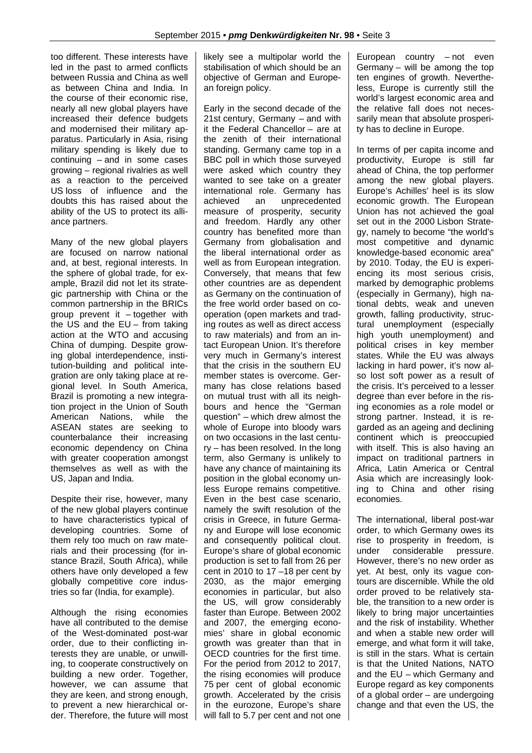too different. These interests have led in the past to armed conflicts between Russia and China as well as between China and India. In the course of their economic rise, nearly all new global players have increased their defence budgets and modernised their military apparatus. Particularly in Asia, rising military spending is likely due to continuing – and in some cases growing – regional rivalries as well as a reaction to the perceived US loss of influence and the doubts this has raised about the ability of the US to protect its alliance partners.

Many of the new global players are focused on narrow national and, at best, regional interests. In the sphere of global trade, for example, Brazil did not let its strategic partnership with China or the common partnership in the BRICs group prevent it – together with the US and the EU – from taking action at the WTO and accusing China of dumping. Despite growing global interdependence, institution-building and political integration are only taking place at regional level. In South America, Brazil is promoting a new integration project in the Union of South American Nations, while the ASEAN states are seeking to counterbalance their increasing economic dependency on China with greater cooperation amongst themselves as well as with the US, Japan and India.

Despite their rise, however, many of the new global players continue to have characteristics typical of developing countries. Some of them rely too much on raw materials and their processing (for instance Brazil, South Africa), while others have only developed a few globally competitive core industries so far (India, for example).

Although the rising economies have all contributed to the demise of the West-dominated post-war order, due to their conflicting interests they are unable, or unwilling, to cooperate constructively on building a new order. Together, however, we can assume that they are keen, and strong enough, to prevent a new hierarchical order. Therefore, the future will most likely see a multipolar world the stabilisation of which should be an objective of German and European foreign policy.

Early in the second decade of the 21st century, Germany – and with it the Federal Chancellor – are at the zenith of their international standing. Germany came top in a BBC poll in which those surveyed were asked which country they wanted to see take on a greater international role. Germany has achieved an unprecedented measure of prosperity, security and freedom. Hardly any other country has benefited more than Germany from globalisation and the liberal international order as well as from European integration. Conversely, that means that few other countries are as dependent as Germany on the continuation of the free world order based on cooperation (open markets and trading routes as well as direct access to raw materials) and from an intact European Union. It's therefore very much in Germany's interest that the crisis in the southern EU member states is overcome. Germany has close relations based on mutual trust with all its neighbours and hence the "German question" – which drew almost the whole of Europe into bloody wars on two occasions in the last century – has been resolved. In the long term, also Germany is unlikely to have any chance of maintaining its position in the global economy unless Europe remains competitive. Even in the best case scenario, namely the swift resolution of the crisis in Greece, in future Germany and Europe will lose economic and consequently political clout. Europe's share of global economic production is set to fall from 26 per cent in 2010 to 17 –18 per cent by 2030, as the major emerging economies in particular, but also the US, will grow considerably faster than Europe. Between 2002 and 2007, the emerging economies' share in global economic growth was greater than that in OECD countries for the first time. For the period from 2012 to 2017, the rising economies will produce 75 per cent of global economic growth. Accelerated by the crisis in the eurozone, Europe's share will fall to 5.7 per cent and not one European country – not even Germany – will be among the top ten engines of growth. Nevertheless, Europe is currently still the world's largest economic area and the relative fall does not necessarily mean that absolute prosperity has to decline in Europe.

In terms of per capita income and productivity, Europe is still far ahead of China, the top performer among the new global players. Europe's Achilles' heel is its slow economic growth. The European Union has not achieved the goal set out in the 2000 Lisbon Strategy, namely to become "the world's most competitive and dynamic knowledge-based economic area" by 2010. Today, the EU is experiencing its most serious crisis, marked by demographic problems (especially in Germany), high national debts, weak and uneven growth, falling productivity, structural unemployment (especially high youth unemployment) and political crises in key member states. While the EU was always lacking in hard power, it's now also lost soft power as a result of the crisis. It's perceived to a lesser degree than ever before in the rising economies as a role model or strong partner. Instead, it is regarded as an ageing and declining continent which is preoccupied with itself. This is also having an impact on traditional partners in Africa, Latin America or Central Asia which are increasingly looking to China and other rising economies.

The international, liberal post-war order, to which Germany owes its rise to prosperity in freedom, is under considerable pressure. However, there's no new order as yet. At best, only its vague contours are discernible. While the old order proved to be relatively stable, the transition to a new order is likely to bring major uncertainties and the risk of instability. Whether and when a stable new order will emerge, and what form it will take, is still in the stars. What is certain is that the United Nations, NATO and the EU – which Germany and Europe regard as key components of a global order – are undergoing change and that even the US, the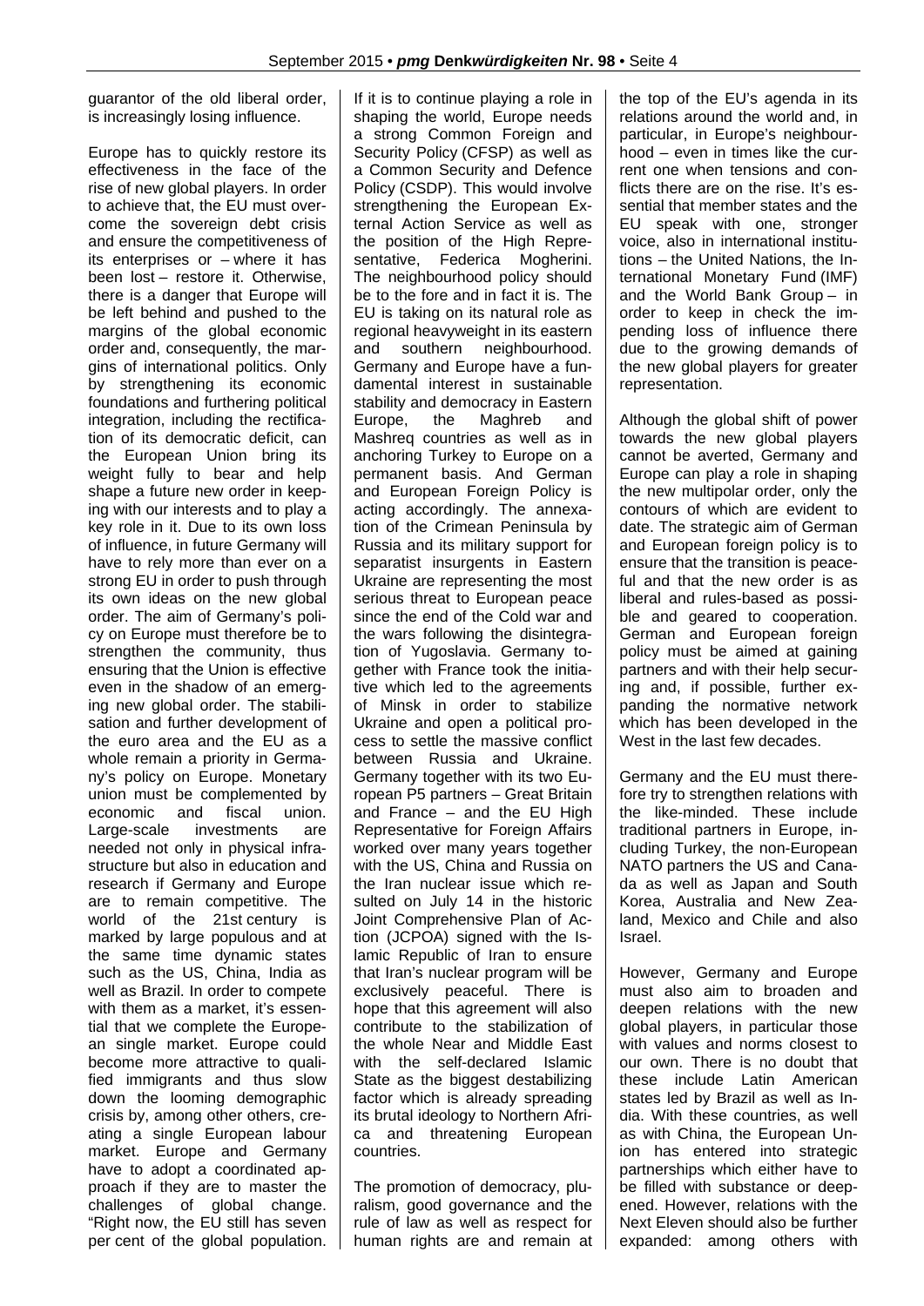guarantor of the old liberal order, is increasingly losing influence.

Europe has to quickly restore its effectiveness in the face of the rise of new global players. In order to achieve that, the EU must overcome the sovereign debt crisis and ensure the competitiveness of its enterprises or – where it has been lost – restore it. Otherwise, there is a danger that Europe will be left behind and pushed to the margins of the global economic order and, consequently, the margins of international politics. Only by strengthening its economic foundations and furthering political integration, including the rectification of its democratic deficit, can the European Union bring its weight fully to bear and help shape a future new order in keeping with our interests and to play a key role in it. Due to its own loss of influence, in future Germany will have to rely more than ever on a strong EU in order to push through its own ideas on the new global order. The aim of Germany's policy on Europe must therefore be to strengthen the community, thus ensuring that the Union is effective even in the shadow of an emerging new global order. The stabilisation and further development of the euro area and the EU as a whole remain a priority in Germany's policy on Europe. Monetary union must be complemented by economic and fiscal union. Large-scale investments are needed not only in physical infrastructure but also in education and research if Germany and Europe are to remain competitive. The world of the 21st century is marked by large populous and at the same time dynamic states such as the US, China, India as well as Brazil. In order to compete with them as a market, it's essential that we complete the European single market. Europe could become more attractive to qualified immigrants and thus slow down the looming demographic crisis by, among other others, creating a single European labour market. Europe and Germany have to adopt a coordinated approach if they are to master the challenges of global change. "Right now, the EU still has seven per cent of the global population.

If it is to continue playing a role in shaping the world, Europe needs a strong Common Foreign and Security Policy (CFSP) as well as a Common Security and Defence Policy (CSDP). This would involve strengthening the European External Action Service as well as the position of the High Representative, Federica Mogherini. The neighbourhood policy should be to the fore and in fact it is. The EU is taking on its natural role as regional heavyweight in its eastern and southern neighbourhood. Germany and Europe have a fundamental interest in sustainable stability and democracy in Eastern Europe, the Maghreb and Mashreq countries as well as in anchoring Turkey to Europe on a permanent basis. And German and European Foreign Policy is acting accordingly. The annexation of the Crimean Peninsula by Russia and its military support for separatist insurgents in Eastern Ukraine are representing the most serious threat to European peace since the end of the Cold war and the wars following the disintegration of Yugoslavia. Germany together with France took the initiative which led to the agreements of Minsk in order to stabilize Ukraine and open a political process to settle the massive conflict between Russia and Ukraine. Germany together with its two European P5 partners – Great Britain and France – and the EU High Representative for Foreign Affairs worked over many years together with the US, China and Russia on the Iran nuclear issue which resulted on July 14 in the historic Joint Comprehensive Plan of Action (JCPOA) signed with the Islamic Republic of Iran to ensure that Iran's nuclear program will be exclusively peaceful. There is hope that this agreement will also contribute to the stabilization of the whole Near and Middle East with the self-declared Islamic State as the biggest destabilizing factor which is already spreading its brutal ideology to Northern Africa and threatening European countries.

The promotion of democracy, pluralism, good governance and the rule of law as well as respect for human rights are and remain at the top of the EU's agenda in its relations around the world and, in particular, in Europe's neighbourhood – even in times like the current one when tensions and conflicts there are on the rise. It's essential that member states and the EU speak with one, stronger voice, also in international institutions – the United Nations, the International Monetary Fund (IMF) and the World Bank Group – in order to keep in check the impending loss of influence there due to the growing demands of the new global players for greater representation.

Although the global shift of power towards the new global players cannot be averted, Germany and Europe can play a role in shaping the new multipolar order, only the contours of which are evident to date. The strategic aim of German and European foreign policy is to ensure that the transition is peaceful and that the new order is as liberal and rules-based as possible and geared to cooperation. German and European foreign policy must be aimed at gaining partners and with their help securing and, if possible, further expanding the normative network which has been developed in the West in the last few decades.

Germany and the EU must therefore try to strengthen relations with the like-minded. These include traditional partners in Europe, including Turkey, the non-European NATO partners the US and Canada as well as Japan and South Korea, Australia and New Zealand, Mexico and Chile and also Israel.

However, Germany and Europe must also aim to broaden and deepen relations with the new global players, in particular those with values and norms closest to our own. There is no doubt that these include Latin American states led by Brazil as well as India. With these countries, as well as with China, the European Union has entered into strategic partnerships which either have to be filled with substance or deepened. However, relations with the Next Eleven should also be further expanded: among others with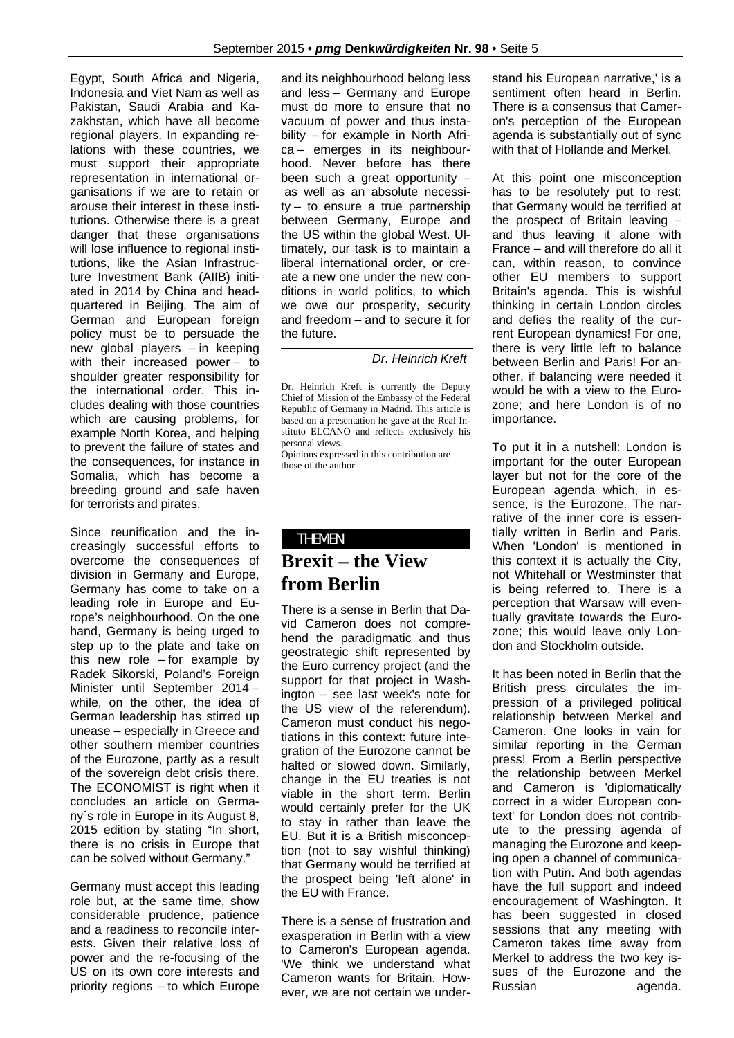Egypt, South Africa and Nigeria, Indonesia and Viet Nam as well as Pakistan, Saudi Arabia and Kazakhstan, which have all become regional players. In expanding relations with these countries, we must support their appropriate representation in international organisations if we are to retain or arouse their interest in these institutions. Otherwise there is a great danger that these organisations will lose influence to regional institutions, like the Asian Infrastructure Investment Bank (AIIB) initiated in 2014 by China and headquartered in Beijing. The aim of German and European foreign policy must be to persuade the new global players – in keeping with their increased power – to shoulder greater responsibility for the international order. This includes dealing with those countries which are causing problems, for example North Korea, and helping to prevent the failure of states and the consequences, for instance in Somalia, which has become a breeding ground and safe haven for terrorists and pirates.

Since reunification and the increasingly successful efforts to overcome the consequences of division in Germany and Europe, Germany has come to take on a leading role in Europe and Europe's neighbourhood. On the one hand, Germany is being urged to step up to the plate and take on this new role – for example by Radek Sikorski, Poland's Foreign Minister until September 2014 – while, on the other, the idea of German leadership has stirred up unease – especially in Greece and other southern member countries of the Eurozone, partly as a result of the sovereign debt crisis there. The ECONOMIST is right when it concludes an article on Germany´s role in Europe in its August 8, 2015 edition by stating "In short, there is no crisis in Europe that can be solved without Germany."

Germany must accept this leading role but, at the same time, show considerable prudence, patience and a readiness to reconcile interests. Given their relative loss of power and the re-focusing of the US on its own core interests and priority regions – to which Europe and its neighbourhood belong less and less – Germany and Europe must do more to ensure that no vacuum of power and thus instability – for example in North Africa – emerges in its neighbourhood. Never before has there been such a great opportunity – as well as an absolute necessity – to ensure a true partnership between Germany, Europe and the US within the global West. Ultimately, our task is to maintain a liberal international order, or create a new one under the new conditions in world politics, to which we owe our prosperity, security and freedom – and to secure it for the future.

*Dr. Heinrich Kreft*

Dr. Heinrich Kreft is currently the Deputy Chief of Mission of the Embassy of the Federal Republic of Germany in Madrid. This article is based on a presentation he gave at the Real Instituto ELCANO and reflects exclusively his personal views.
Opinions expressed in this contribution are those of the author.

THEMEN

# Brexit – the View from Berlin

There is a sense in Berlin that David Cameron does not comprehend the paradigmatic and thus geostrategic shift represented by the Euro currency project (and the support for that project in Washington – see last week's note for the US view of the referendum). Cameron must conduct his negotiations in this context: future integration of the Eurozone cannot be halted or slowed down. Similarly, change in the EU treaties is not viable in the short term. Berlin would certainly prefer for the UK to stay in rather than leave the EU. But it is a British misconception (not to say wishful thinking) that Germany would be terrified at the prospect being 'left alone' in the EU with France.

There is a sense of frustration and exasperation in Berlin with a view to Cameron's European agenda. 'We think we understand what Cameron wants for Britain. However, we are not certain we understand his European narrative,' is a sentiment often heard in Berlin. There is a consensus that Cameron's perception of the European agenda is substantially out of sync with that of Hollande and Merkel.

At this point one misconception has to be resolutely put to rest: that Germany would be terrified at the prospect of Britain leaving – and thus leaving it alone with France – and will therefore do all it can, within reason, to convince other EU members to support Britain's agenda. This is wishful thinking in certain London circles and defies the reality of the current European dynamics! For one, there is very little left to balance between Berlin and Paris! For another, if balancing were needed it would be with a view to the Eurozone; and here London is of no importance.

To put it in a nutshell: London is important for the outer European layer but not for the core of the European agenda which, in essence, is the Eurozone. The narrative of the inner core is essentially written in Berlin and Paris. When 'London' is mentioned in this context it is actually the City, not Whitehall or Westminster that is being referred to. There is a perception that Warsaw will eventually gravitate towards the Eurozone; this would leave only London and Stockholm outside.

It has been noted in Berlin that the British press circulates the impression of a privileged political relationship between Merkel and Cameron. One looks in vain for similar reporting in the German press! From a Berlin perspective the relationship between Merkel and Cameron is 'diplomatically correct in a wider European context' for London does not contribute to the pressing agenda of managing the Eurozone and keeping open a channel of communication with Putin. And both agendas have the full support and indeed encouragement of Washington. It has been suggested in closed sessions that any meeting with Cameron takes time away from Merkel to address the two key issues of the Eurozone and the Russian agenda.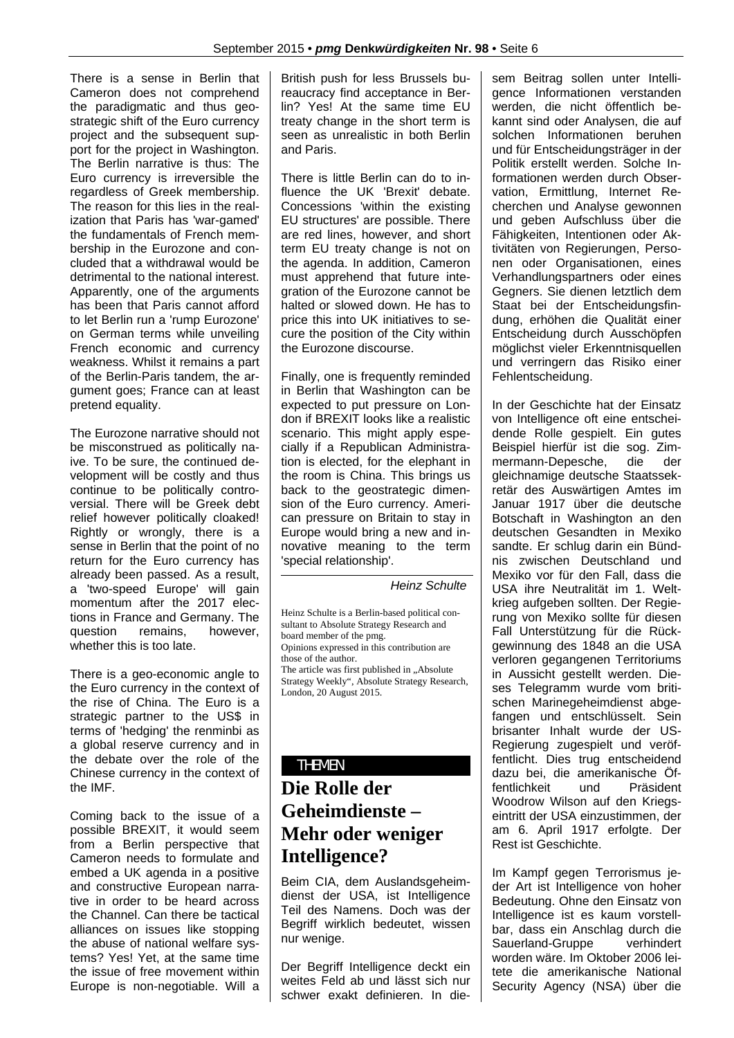There is a sense in Berlin that Cameron does not comprehend the paradigmatic and thus geostrategic shift of the Euro currency project and the subsequent support for the project in Washington. The Berlin narrative is thus: The Euro currency is irreversible the regardless of Greek membership. The reason for this lies in the realization that Paris has 'war-gamed' the fundamentals of French membership in the Eurozone and concluded that a withdrawal would be detrimental to the national interest. Apparently, one of the arguments has been that Paris cannot afford to let Berlin run a 'rump Eurozone' on German terms while unveiling French economic and currency weakness. Whilst it remains a part of the Berlin-Paris tandem, the argument goes; France can at least pretend equality.

The Eurozone narrative should not be misconstrued as politically naive. To be sure, the continued development will be costly and thus continue to be politically controversial. There will be Greek debt relief however politically cloaked! Rightly or wrongly, there is a sense in Berlin that the point of no return for the Euro currency has already been passed. As a result, a 'two-speed Europe' will gain momentum after the 2017 elections in France and Germany. The question remains, however, whether this is too late.

There is a geo-economic angle to the Euro currency in the context of the rise of China. The Euro is a strategic partner to the US$ in terms of 'hedging' the renminbi as a global reserve currency and in the debate over the role of the Chinese currency in the context of the IMF.

Coming back to the issue of a possible BREXIT, it would seem from a Berlin perspective that Cameron needs to formulate and embed a UK agenda in a positive and constructive European narrative in order to be heard across the Channel. Can there be tactical alliances on issues like stopping the abuse of national welfare systems? Yes! Yet, at the same time the issue of free movement within Europe is non-negotiable. Will a British push for less Brussels bureaucracy find acceptance in Berlin? Yes! At the same time EU treaty change in the short term is seen as unrealistic in both Berlin and Paris.

There is little Berlin can do to influence the UK 'Brexit' debate. Concessions 'within the existing EU structures' are possible. There are red lines, however, and short term EU treaty change is not on the agenda. In addition, Cameron must apprehend that future integration of the Eurozone cannot be halted or slowed down. He has to price this into UK initiatives to secure the position of the City within the Eurozone discourse.

Finally, one is frequently reminded in Berlin that Washington can be expected to put pressure on London if BREXIT looks like a realistic scenario. This might apply especially if a Republican Administration is elected, for the elephant in the room is China. This brings us back to the geostrategic dimension of the Euro currency. American pressure on Britain to stay in Europe would bring a new and innovative meaning to the term 'special relationship'.

*Heinz Schulte*

Heinz Schulte is a Berlin-based political consultant to Absolute Strategy Research and board member of the pmg.
Opinions expressed in this contribution are those of the author.
The article was first published in „Absolute Strategy Weekly“, Absolute Strategy Research, London, 20 August 2015.

THEMEN

# Die Rolle der Geheimdienste – Mehr oder weniger Intelligence?

Beim CIA, dem Auslandsgeheimdienst der USA, ist Intelligence Teil des Namens. Doch was der Begriff wirklich bedeutet, wissen nur wenige.

Der Begriff Intelligence deckt ein weites Feld ab und lässt sich nur schwer exakt definieren. In diesem Beitrag sollen unter Intelligence Informationen verstanden werden, die nicht öffentlich bekannt sind oder Analysen, die auf solchen Informationen beruhen und für Entscheidungsträger in der Politik erstellt werden. Solche Informationen werden durch Observation, Ermittlung, Internet Recherchen und Analyse gewonnen und geben Aufschluss über die Fähigkeiten, Intentionen oder Aktivitäten von Regierungen, Personen oder Organisationen, eines Verhandlungspartners oder eines Gegners. Sie dienen letztlich dem Staat bei der Entscheidungsfindung, erhöhen die Qualität einer Entscheidung durch Ausschöpfen möglichst vieler Erkenntnisquellen und verringern das Risiko einer Fehlentscheidung.

In der Geschichte hat der Einsatz von Intelligence oft eine entscheidende Rolle gespielt. Ein gutes Beispiel hierfür ist die sog. Zimmermann-Depesche, die der gleichnamige deutsche Staatssekretär des Auswärtigen Amtes im Januar 1917 über die deutsche Botschaft in Washington an den deutschen Gesandten in Mexiko sandte. Er schlug darin ein Bündnis zwischen Deutschland und Mexiko vor für den Fall, dass die USA ihre Neutralität im 1. Weltkrieg aufgeben sollten. Der Regierung von Mexiko sollte für diesen Fall Unterstützung für die Rückgewinnung des 1848 an die USA verloren gegangenen Territoriums in Aussicht gestellt werden. Dieses Telegramm wurde vom britischen Marinegeheimdienst abgefangen und entschlüsselt. Sein brisanter Inhalt wurde der US-Regierung zugespielt und veröffentlicht. Dies trug entscheidend dazu bei, die amerikanische Öffentlichkeit und Präsident Woodrow Wilson auf den Kriegseintritt der USA einzustimmen, der am 6. April 1917 erfolgte. Der Rest ist Geschichte.

Im Kampf gegen Terrorismus jeder Art ist Intelligence von hoher Bedeutung. Ohne den Einsatz von Intelligence ist es kaum vorstellbar, dass ein Anschlag durch die Sauerland-Gruppe verhindert worden wäre. Im Oktober 2006 leitete die amerikanische National Security Agency (NSA) über die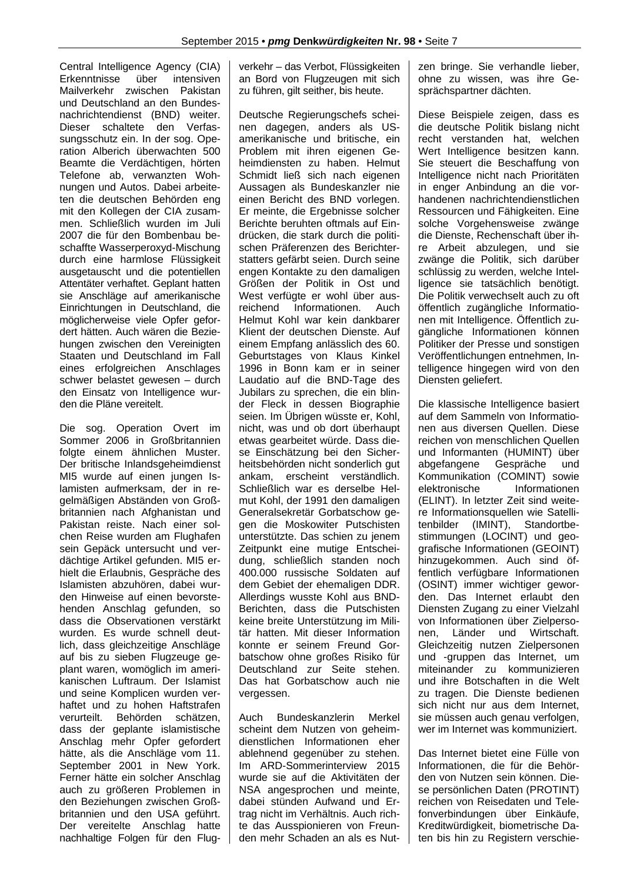Central Intelligence Agency (CIA) Erkenntnisse über intensiven Mailverkehr zwischen Pakistan und Deutschland an den Bundesnachrichtendienst (BND) weiter. Dieser schaltete den Verfassungsschutz ein. In der sog. Operation Alberich überwachten 500 Beamte die Verdächtigen, hörten Telefone ab, verwanzten Wohnungen und Autos. Dabei arbeiteten die deutschen Behörden eng mit den Kollegen der CIA zusammen. Schließlich wurden im Juli 2007 die für den Bombenbau beschaffte Wasserperoxyd-Mischung durch eine harmlose Flüssigkeit ausgetauscht und die potentiellen Attentäter verhaftet. Geplant hatten sie Anschläge auf amerikanische Einrichtungen in Deutschland, die möglicherweise viele Opfer gefordert hätten. Auch wären die Beziehungen zwischen den Vereinigten Staaten und Deutschland im Fall eines erfolgreichen Anschlages schwer belastet gewesen – durch den Einsatz von Intelligence wurden die Pläne vereitelt.

Die sog. Operation Overt im Sommer 2006 in Großbritannien folgte einem ähnlichen Muster. Der britische Inlandsgeheimdienst MI5 wurde auf einen jungen Islamisten aufmerksam, der in regelmäßigen Abständen von Großbritannien nach Afghanistan und Pakistan reiste. Nach einer solchen Reise wurden am Flughafen sein Gepäck untersucht und verdächtige Artikel gefunden. MI5 erhielt die Erlaubnis, Gespräche des Islamisten abzuhören, dabei wurden Hinweise auf einen bevorstehenden Anschlag gefunden, so dass die Observationen verstärkt wurden. Es wurde schnell deutlich, dass gleichzeitige Anschläge auf bis zu sieben Flugzeuge geplant waren, womöglich im amerikanischen Luftraum. Der Islamist und seine Komplicen wurden verhaftet und zu hohen Haftstrafen verurteilt. Behörden schätzen, dass der geplante islamistische Anschlag mehr Opfer gefordert hätte, als die Anschläge vom 11. September 2001 in New York. Ferner hätte ein solcher Anschlag auch zu größeren Problemen in den Beziehungen zwischen Großbritannien und den USA geführt. Der vereitelte Anschlag hatte nachhaltige Folgen für den Flugverkehr – das Verbot, Flüssigkeiten an Bord von Flugzeugen mit sich zu führen, gilt seither, bis heute.

Deutsche Regierungschefs scheinen dagegen, anders als US-amerikanische und britische, ein Problem mit ihren eigenen Geheimdiensten zu haben. Helmut Schmidt ließ sich nach eigenen Aussagen als Bundeskanzler nie einen Bericht des BND vorlegen. Er meinte, die Ergebnisse solcher Berichte beruhten oftmals auf Eindrücken, die stark durch die politischen Präferenzen des Berichterstatters gefärbt seien. Durch seine engen Kontakte zu den damaligen Größen der Politik in Ost und West verfügte er wohl über ausreichend Informationen. Auch Helmut Kohl war kein dankbarer Klient der deutschen Dienste. Auf einem Empfang anlässlich des 60. Geburtstages von Klaus Kinkel 1996 in Bonn kam er in seiner Laudatio auf die BND-Tage des Jubilars zu sprechen, die ein blinder Fleck in dessen Biographie seien. Im Übrigen wüsste er, Kohl, nicht, was und ob dort überhaupt etwas gearbeitet würde. Dass diese Einschätzung bei den Sicherheitsbehörden nicht sonderlich gut ankam, erscheint verständlich. Schließlich war es derselbe Helmut Kohl, der 1991 den damaligen Generalsekretär Gorbatschow gegen die Moskowiter Putschisten unterstützte. Das schien zu jenem Zeitpunkt eine mutige Entscheidung, schließlich standen noch 400.000 russische Soldaten auf dem Gebiet der ehemaligen DDR. Allerdings wusste Kohl aus BND-Berichten, dass die Putschisten keine breite Unterstützung im Militär hatten. Mit dieser Information konnte er seinem Freund Gorbatschow ohne großes Risiko für Deutschland zur Seite stehen. Das hat Gorbatschow auch nie vergessen.

Auch Bundeskanzlerin Merkel scheint dem Nutzen von geheimdienstlichen Informationen eher ablehnend gegenüber zu stehen. Im ARD-Sommerinterview 2015 wurde sie auf die Aktivitäten der NSA angesprochen und meinte, dabei stünden Aufwand und Ertrag nicht im Verhältnis. Auch richte das Ausspionieren von Freunden mehr Schaden an als es Nutzen bringe. Sie verhandle lieber, ohne zu wissen, was ihre Gesprächspartner dächten.

Diese Beispiele zeigen, dass es die deutsche Politik bislang nicht recht verstanden hat, welchen Wert Intelligence besitzen kann. Sie steuert die Beschaffung von Intelligence nicht nach Prioritäten in enger Anbindung an die vorhandenen nachrichtendienstlichen Ressourcen und Fähigkeiten. Eine solche Vorgehensweise zwänge die Dienste, Rechenschaft über ihre Arbeit abzulegen, und sie zwänge die Politik, sich darüber schlüssig zu werden, welche Intelligence sie tatsächlich benötigt. Die Politik verwechselt auch zu oft öffentlich zugängliche Informationen mit Intelligence. Öffentlich zugängliche Informationen können Politiker der Presse und sonstigen Veröffentlichungen entnehmen, Intelligence hingegen wird von den Diensten geliefert.

Die klassische Intelligence basiert auf dem Sammeln von Informationen aus diversen Quellen. Diese reichen von menschlichen Quellen und Informanten (HUMINT) über abgefangene Gespräche und Kommunikation (COMINT) sowie elektronische Informationen (ELINT). In letzter Zeit sind weitere Informationsquellen wie Satellitenbilder (IMINT), Standortbestimmungen (LOCINT) und geografische Informationen (GEOINT) hinzugekommen. Auch sind öffentlich verfügbare Informationen (OSINT) immer wichtiger geworden. Das Internet erlaubt den Diensten Zugang zu einer Vielzahl von Informationen über Zielpersonen, Länder und Wirtschaft. Gleichzeitig nutzen Zielpersonen und -gruppen das Internet, um miteinander zu kommunizieren und ihre Botschaften in die Welt zu tragen. Die Dienste bedienen sich nicht nur aus dem Internet, sie müssen auch genau verfolgen, wer im Internet was kommuniziert.

Das Internet bietet eine Fülle von Informationen, die für die Behörden von Nutzen sein können. Diese persönlichen Daten (PROTINT) reichen von Reisedaten und Telefonverbindungen über Einkäufe, Kreditwürdigkeit, biometrische Daten bis hin zu Registern verschie-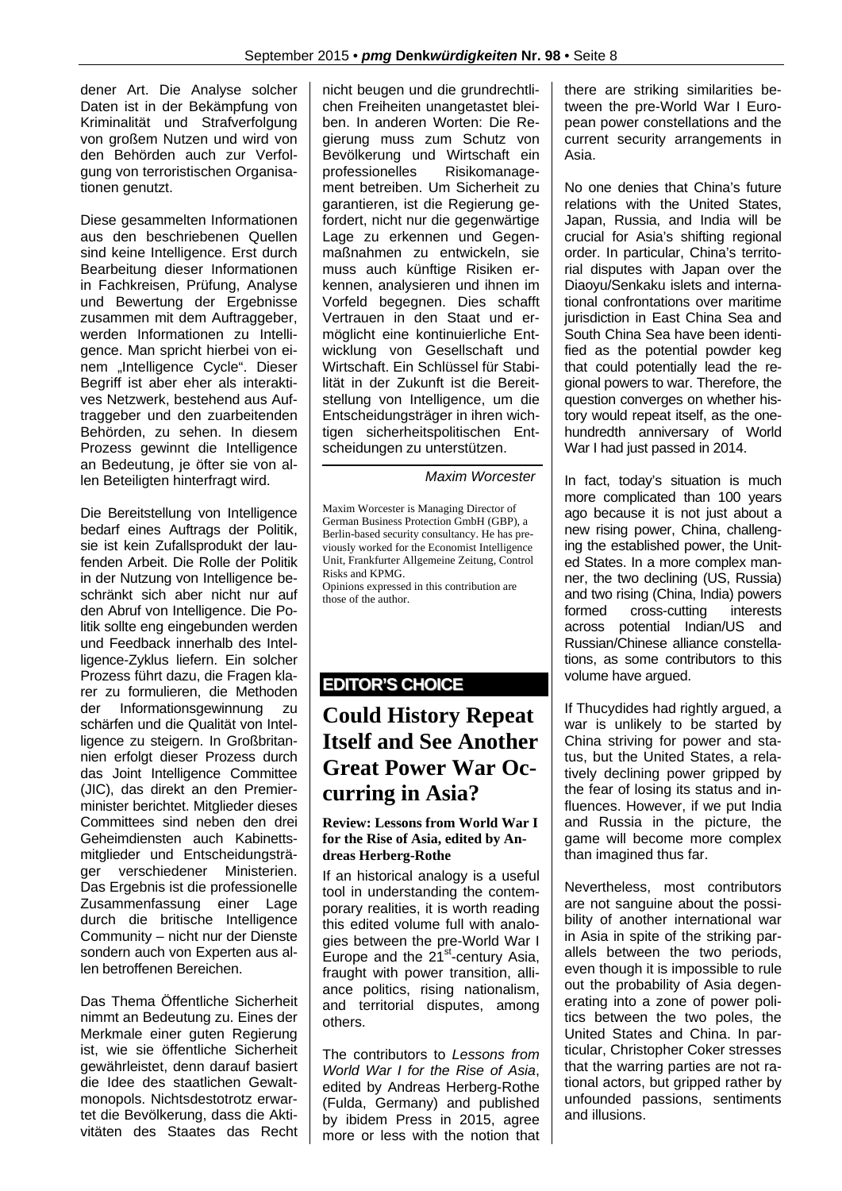dener Art. Die Analyse solcher Daten ist in der Bekämpfung von Kriminalität und Strafverfolgung von großem Nutzen und wird von den Behörden auch zur Verfolgung von terroristischen Organisationen genutzt.

Diese gesammelten Informationen aus den beschriebenen Quellen sind keine Intelligence. Erst durch Bearbeitung dieser Informationen in Fachkreisen, Prüfung, Analyse und Bewertung der Ergebnisse zusammen mit dem Auftraggeber, werden Informationen zu Intelligence. Man spricht hierbei von einem „Intelligence Cycle". Dieser Begriff ist aber eher als interaktives Netzwerk, bestehend aus Auftraggeber und den zuarbeitenden Behörden, zu sehen. In diesem Prozess gewinnt die Intelligence an Bedeutung, je öfter sie von allen Beteiligten hinterfragt wird.

Die Bereitstellung von Intelligence bedarf eines Auftrags der Politik, sie ist kein Zufallsprodukt der laufenden Arbeit. Die Rolle der Politik in der Nutzung von Intelligence beschränkt sich aber nicht nur auf den Abruf von Intelligence. Die Politik sollte eng eingebunden werden und Feedback innerhalb des Intelligence-Zyklus liefern. Ein solcher Prozess führt dazu, die Fragen klarer zu formulieren, die Methoden der Informationsgewinnung zu schärfen und die Qualität von Intelligence zu steigern. In Großbritannien erfolgt dieser Prozess durch das Joint Intelligence Committee (JIC), das direkt an den Premierminister berichtet. Mitglieder dieses Committees sind neben den drei Geheimdiensten auch Kabinettsmitglieder und Entscheidungsträger verschiedener Ministerien. Das Ergebnis ist die professionelle Zusammenfassung einer Lage durch die britische Intelligence Community – nicht nur der Dienste sondern auch von Experten aus allen betroffenen Bereichen.

Das Thema Öffentliche Sicherheit nimmt an Bedeutung zu. Eines der Merkmale einer guten Regierung ist, wie sie öffentliche Sicherheit gewährleistet, denn darauf basiert die Idee des staatlichen Gewaltmonopols. Nichtsdestotrotz erwartet die Bevölkerung, dass die Aktivitäten des Staates das Recht nicht beugen und die grundrechtlichen Freiheiten unangetastet bleiben. In anderen Worten: Die Regierung muss zum Schutz von Bevölkerung und Wirtschaft ein professionelles Risikomanagement betreiben. Um Sicherheit zu garantieren, ist die Regierung gefordert, nicht nur die gegenwärtige Lage zu erkennen und Gegenmaßnahmen zu entwickeln, sie muss auch künftige Risiken erkennen, analysieren und ihnen im Vorfeld begegnen. Dies schafft Vertrauen in den Staat und ermöglicht eine kontinuierliche Entwicklung von Gesellschaft und Wirtschaft. Ein Schlüssel für Stabilität in der Zukunft ist die Bereitstellung von Intelligence, um die Entscheidungsträger in ihren wichtigen sicherheitspolitischen Entscheidungen zu unterstützen.

*Maxim Worcester*

Maxim Worcester is Managing Director of German Business Protection GmbH (GBP), a Berlin-based security consultancy. He has previously worked for the Economist Intelligence Unit, Frankfurter Allgemeine Zeitung, Control Risks and KPMG.
Opinions expressed in this contribution are those of the author.

**EDITOR'S CHOICE**

## Could History Repeat Itself and See Another Great Power War Occurring in Asia?

**Review: Lessons from World War I for the Rise of Asia, edited by Andreas Herberg-Rothe**

If an historical analogy is a useful tool in understanding the contemporary realities, it is worth reading this edited volume full with analogies between the pre-World War I Europe and the 21st-century Asia, fraught with power transition, alliance politics, rising nationalism, and territorial disputes, among others.

The contributors to *Lessons from World War I for the Rise of Asia*, edited by Andreas Herberg-Rothe (Fulda, Germany) and published by ibidem Press in 2015, agree more or less with the notion that there are striking similarities between the pre-World War I European power constellations and the current security arrangements in Asia.

No one denies that China's future relations with the United States, Japan, Russia, and India will be crucial for Asia's shifting regional order. In particular, China's territorial disputes with Japan over the Diaoyu/Senkaku islets and international confrontations over maritime jurisdiction in East China Sea and South China Sea have been identified as the potential powder keg that could potentially lead the regional powers to war. Therefore, the question converges on whether history would repeat itself, as the one-hundredth anniversary of World War I had just passed in 2014.

In fact, today's situation is much more complicated than 100 years ago because it is not just about a new rising power, China, challenging the established power, the United States. In a more complex manner, the two declining (US, Russia) and two rising (China, India) powers formed cross-cutting interests across potential Indian/US and Russian/Chinese alliance constellations, as some contributors to this volume have argued.

If Thucydides had rightly argued, a war is unlikely to be started by China striving for power and status, but the United States, a relatively declining power gripped by the fear of losing its status and influences. However, if we put India and Russia in the picture, the game will become more complex than imagined thus far.

Nevertheless, most contributors are not sanguine about the possibility of another international war in Asia in spite of the striking parallels between the two periods, even though it is impossible to rule out the probability of Asia degenerating into a zone of power politics between the two poles, the United States and China. In particular, Christopher Coker stresses that the warring parties are not rational actors, but gripped rather by unfounded passions, sentiments and illusions.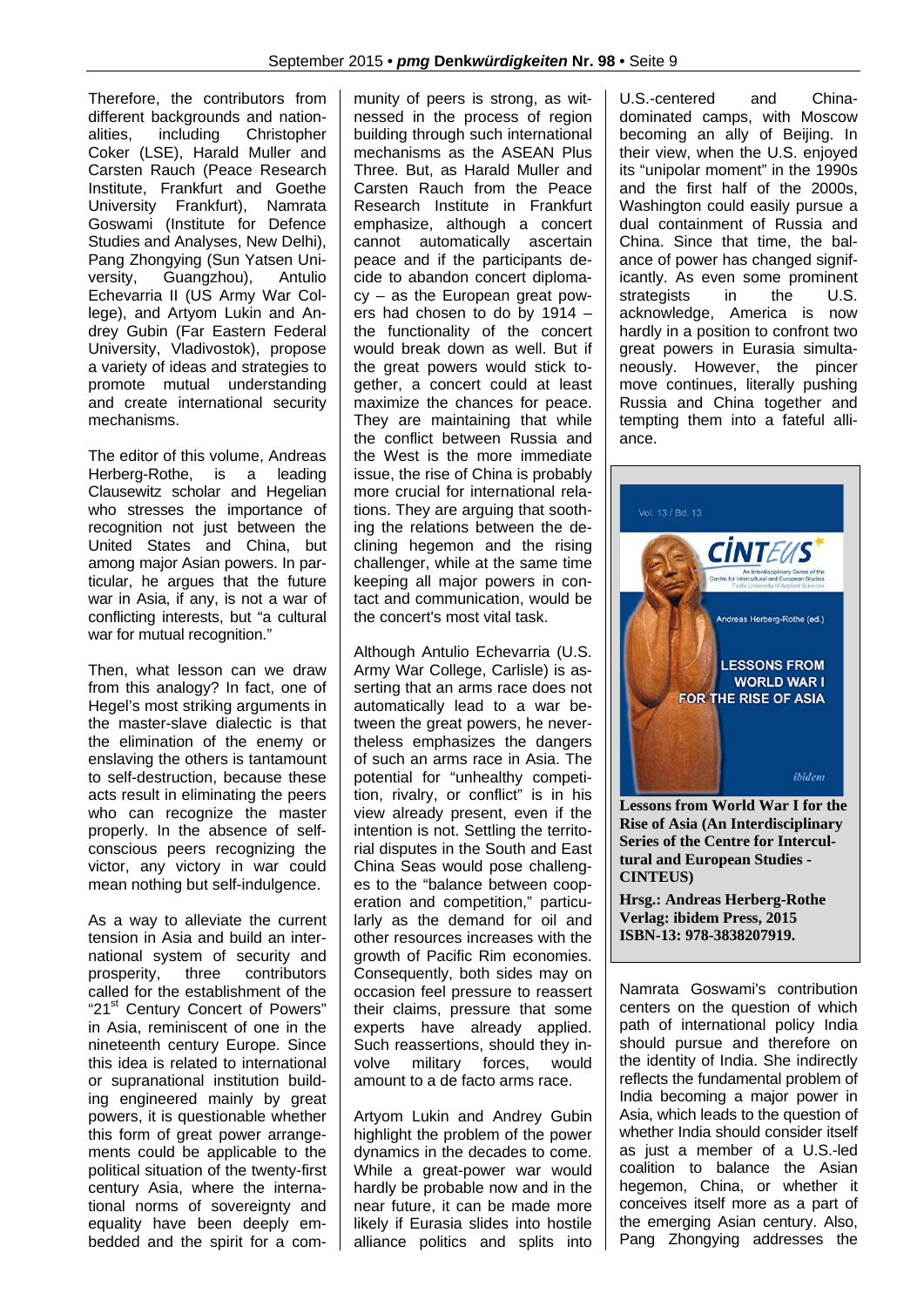Therefore, the contributors from different backgrounds and nationalities, including Christopher Coker (LSE), Harald Muller and Carsten Rauch (Peace Research Institute, Frankfurt and Goethe University Frankfurt), Namrata Goswami (Institute for Defence Studies and Analyses, New Delhi), Pang Zhongying (Sun Yatsen University, Guangzhou), Antulio Echevarria II (US Army War College), and Artyom Lukin and Andrey Gubin (Far Eastern Federal University, Vladivostok), propose a variety of ideas and strategies to promote mutual understanding and create international security mechanisms.

The editor of this volume, Andreas Herberg-Rothe, is a leading Clausewitz scholar and Hegelian who stresses the importance of recognition not just between the United States and China, but among major Asian powers. In particular, he argues that the future war in Asia, if any, is not a war of conflicting interests, but "a cultural war for mutual recognition."

Then, what lesson can we draw from this analogy? In fact, one of Hegel's most striking arguments in the master-slave dialectic is that the elimination of the enemy or enslaving the others is tantamount to self-destruction, because these acts result in eliminating the peers who can recognize the master properly. In the absence of self-conscious peers recognizing the victor, any victory in war could mean nothing but self-indulgence.

As a way to alleviate the current tension in Asia and build an international system of security and prosperity, three contributors called for the establishment of the "21st Century Concert of Powers" in Asia, reminiscent of one in the nineteenth century Europe. Since this idea is related to international or supranational institution building engineered mainly by great powers, it is questionable whether this form of great power arrangements could be applicable to the political situation of the twenty-first century Asia, where the international norms of sovereignty and equality have been deeply embedded and the spirit for a community of peers is strong, as witnessed in the process of region building through such international mechanisms as the ASEAN Plus Three. But, as Harald Muller and Carsten Rauch from the Peace Research Institute in Frankfurt emphasize, although a concert cannot automatically ascertain peace and if the participants decide to abandon concert diplomacy – as the European great powers had chosen to do by 1914 – the functionality of the concert would break down as well. But if the great powers would stick together, a concert could at least maximize the chances for peace. They are maintaining that while the conflict between Russia and the West is the more immediate issue, the rise of China is probably more crucial for international relations. They are arguing that soothing the relations between the declining hegemon and the rising challenger, while at the same time keeping all major powers in contact and communication, would be the concert's most vital task.

Although Antulio Echevarria (U.S. Army War College, Carlisle) is asserting that an arms race does not automatically lead to a war between the great powers, he nevertheless emphasizes the dangers of such an arms race in Asia. The potential for "unhealthy competition, rivalry, or conflict" is in his view already present, even if the intention is not. Settling the territorial disputes in the South and East China Seas would pose challenges to the "balance between cooperation and competition," particularly as the demand for oil and other resources increases with the growth of Pacific Rim economies. Consequently, both sides may on occasion feel pressure to reassert their claims, pressure that some experts have already applied. Such reassertions, should they involve military forces, would amount to a de facto arms race.

Artyom Lukin and Andrey Gubin highlight the problem of the power dynamics in the decades to come. While a great-power war would hardly be probable now and in the near future, it can be made more likely if Eurasia slides into hostile alliance politics and splits into U.S.-centered and China-dominated camps, with Moscow becoming an ally of Beijing. In their view, when the U.S. enjoyed its "unipolar moment" in the 1990s and the first half of the 2000s, Washington could easily pursue a dual containment of Russia and China. Since that time, the balance of power has changed significantly. As even some prominent strategists in the U.S. acknowledge, America is now hardly in a position to confront two great powers in Eurasia simultaneously. However, the pincer move continues, literally pushing Russia and China together and tempting them into a fateful alliance.

**Lessons from World War I for the Rise of Asia (An Interdisciplinary Series of the Centre for Intercultural and European Studies - CINTEUS)**

**Hrsg.: Andreas Herberg-Rothe**
**Verlag: ibidem Press, 2015**
**ISBN-13: 978-3838207919.**

Namrata Goswami's contribution centers on the question of which path of international policy India should pursue and therefore on the identity of India. She indirectly reflects the fundamental problem of India becoming a major power in Asia, which leads to the question of whether India should consider itself as just a member of a U.S.-led coalition to balance the Asian hegemon, China, or whether it conceives itself more as a part of the emerging Asian century. Also, Pang Zhongying addresses the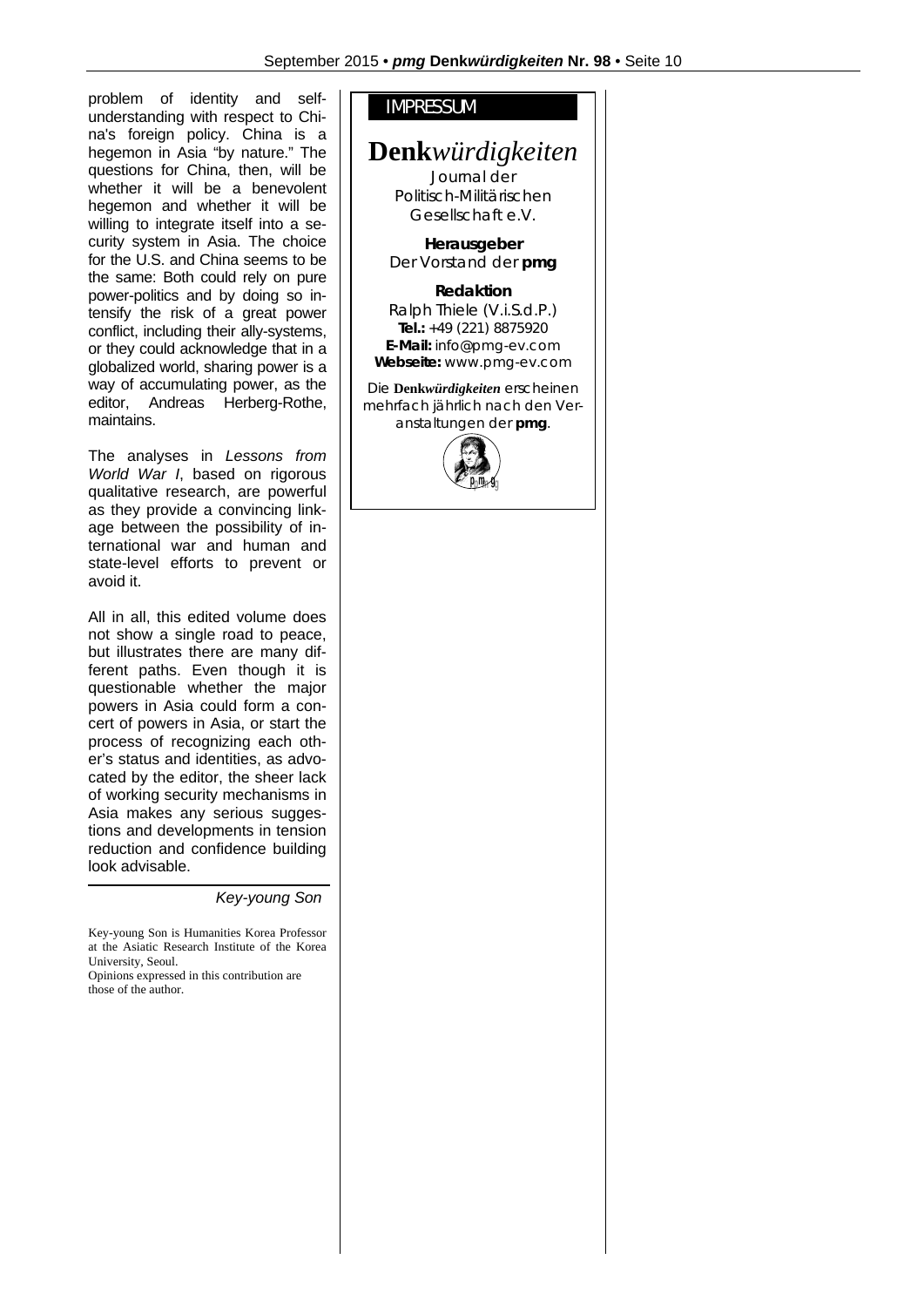problem of identity and self-understanding with respect to China's foreign policy. China is a hegemon in Asia "by nature." The questions for China, then, will be whether it will be a benevolent hegemon and whether it will be willing to integrate itself into a security system in Asia. The choice for the U.S. and China seems to be the same: Both could rely on pure power-politics and by doing so intensify the risk of a great power conflict, including their ally-systems, or they could acknowledge that in a globalized world, sharing power is a way of accumulating power, as the editor, Andreas Herberg-Rothe, maintains.

The analyses in *Lessons from World War I*, based on rigorous qualitative research, are powerful as they provide a convincing linkage between the possibility of international war and human and state-level efforts to prevent or avoid it.

All in all, this edited volume does not show a single road to peace, but illustrates there are many different paths. Even though it is questionable whether the major powers in Asia could form a concert of powers in Asia, or start the process of recognizing each other's status and identities, as advocated by the editor, the sheer lack of working security mechanisms in Asia makes any serious suggestions and developments in tension reduction and confidence building look advisable.

*Key-young Son*

Key-young Son is Humanities Korea Professor at the Asiatic Research Institute of the Korea University, Seoul.
Opinions expressed in this contribution are those of the author.

## IMPRESSUM

**Denk***würdigkeiten*

Journal der Politisch-Militärischen Gesellschaft e.V.

**Herausgeber**
Der Vorstand der **pmg**

**Redaktion**
Ralph Thiele (V.i.S.d.P.)
**Tel.:** +49 (221) 8875920
**E-Mail:** info@pmg-ev.com
**Webseite:** www.pmg-ev.com

Die **Denk***würdigkeiten* erscheinen mehrfach jährlich nach den Veranstaltungen der **pmg**.